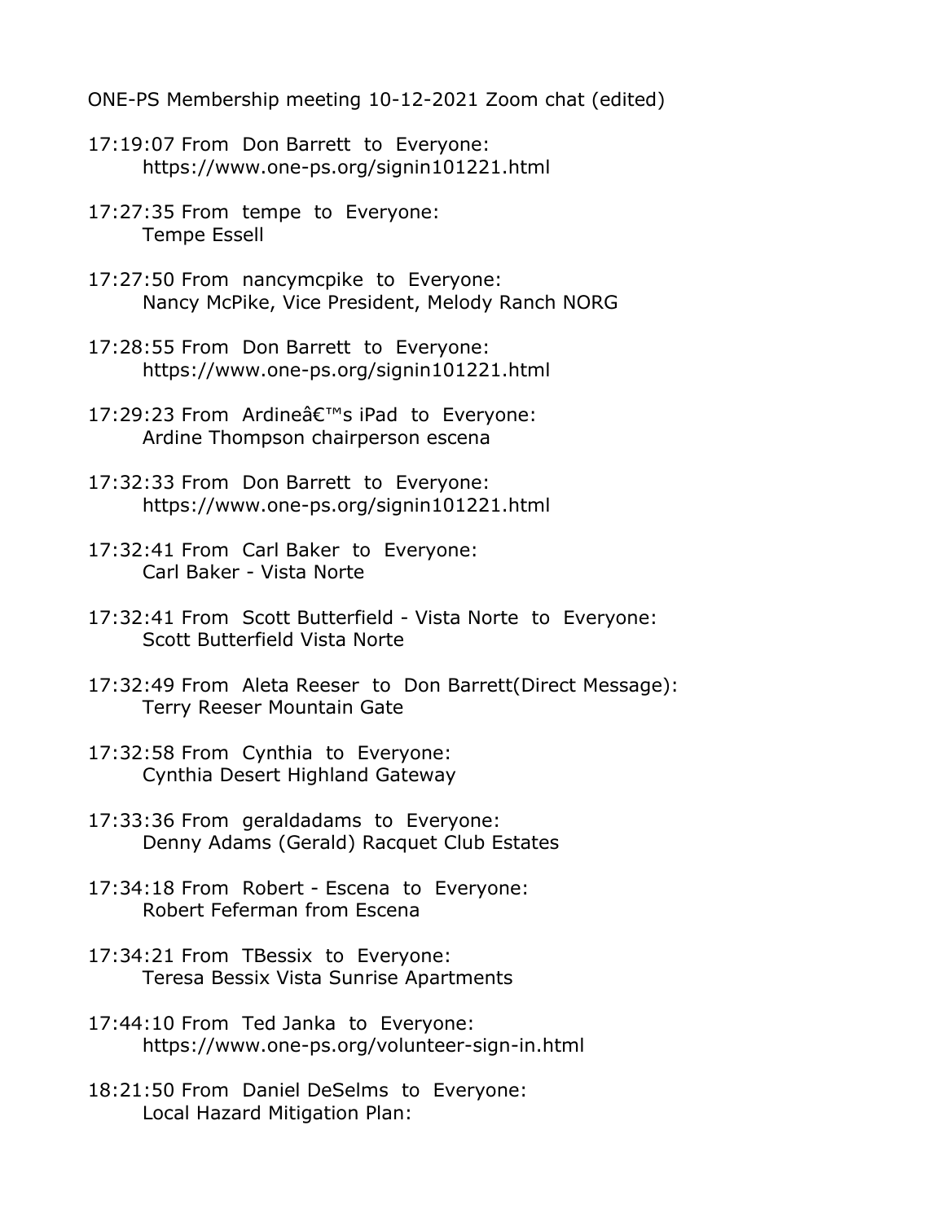ONE-PS Membership meeting 10-12-2021 Zoom chat (edited)

17:19:07 From Don Barrett to Everyone:
    https://www.one-ps.org/signin101221.html

17:27:35 From tempe to Everyone:
    Tempe Essell

17:27:50 From nancymcpike to Everyone:
    Nancy McPike, Vice President, Melody Ranch NORG

17:28:55 From Don Barrett to Everyone:
    https://www.one-ps.org/signin101221.html

17:29:23 From Ardineâ€™s iPad to Everyone:
    Ardine Thompson chairperson escena

17:32:33 From Don Barrett to Everyone:
    https://www.one-ps.org/signin101221.html

17:32:41 From Carl Baker to Everyone:
    Carl Baker - Vista Norte

17:32:41 From Scott Butterfield - Vista Norte to Everyone:
    Scott Butterfield Vista Norte

17:32:49 From Aleta Reeser to Don Barrett(Direct Message):
    Terry Reeser Mountain Gate

17:32:58 From Cynthia to Everyone:
    Cynthia Desert Highland Gateway

17:33:36 From geraldadams to Everyone:
    Denny Adams (Gerald) Racquet Club Estates

17:34:18 From Robert - Escena to Everyone:
    Robert Feferman from Escena

17:34:21 From TBessix to Everyone:
    Teresa Bessix Vista Sunrise Apartments

17:44:10 From Ted Janka to Everyone:
    https://www.one-ps.org/volunteer-sign-in.html

18:21:50 From Daniel DeSelms to Everyone:
    Local Hazard Mitigation Plan: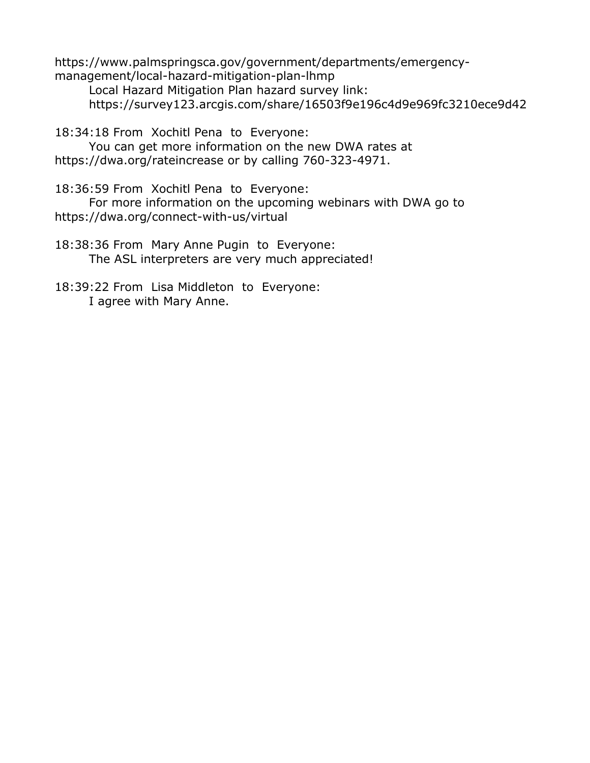https://www.palmspringsca.gov/government/departments/emergency-management/local-hazard-mitigation-plan-lhmp

Local Hazard Mitigation Plan hazard survey link: https://survey123.arcgis.com/share/16503f9e196c4d9e969fc3210ece9d42

18:34:18 From Xochitl Pena to Everyone:

You can get more information on the new DWA rates at https://dwa.org/rateincrease or by calling 760-323-4971.

18:36:59 From Xochitl Pena to Everyone:

For more information on the upcoming webinars with DWA go to https://dwa.org/connect-with-us/virtual

18:38:36 From Mary Anne Pugin to Everyone:

The ASL interpreters are very much appreciated!

18:39:22 From Lisa Middleton to Everyone:

I agree with Mary Anne.